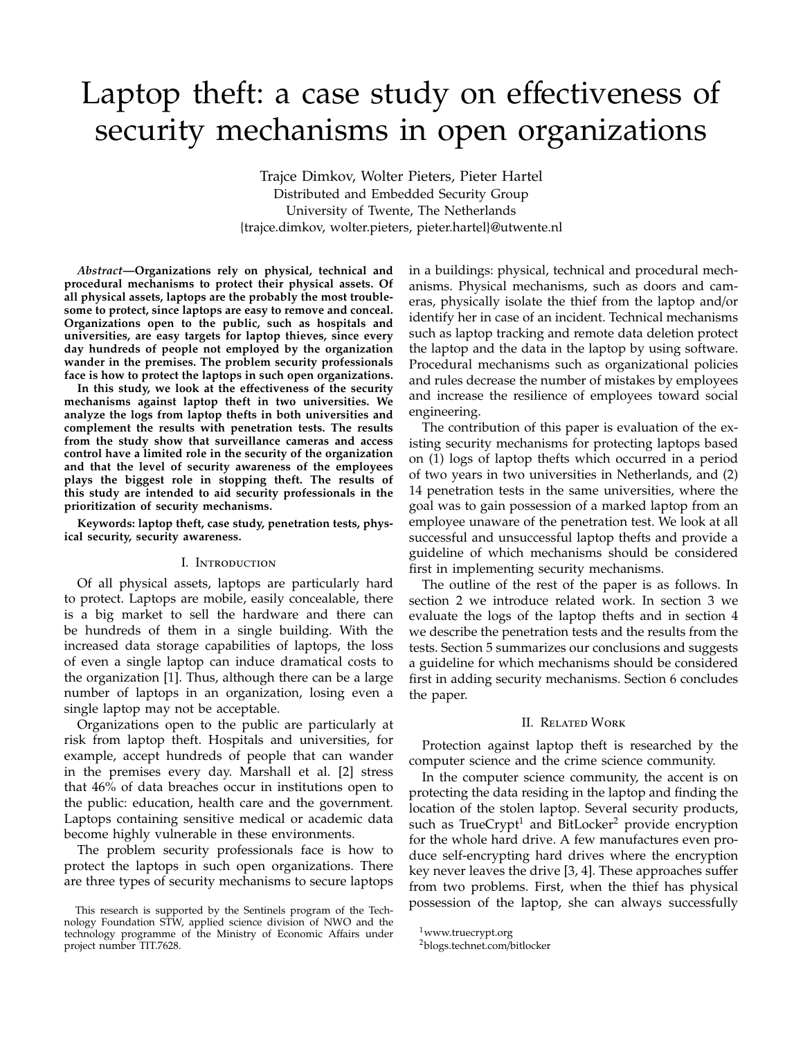# Laptop theft: a case study on effectiveness of security mechanisms in open organizations

Trajce Dimkov, Wolter Pieters, Pieter Hartel
Distributed and Embedded Security Group
University of Twente, The Netherlands
{trajce.dimkov, wolter.pieters, pieter.hartel}@utwente.nl

***Abstract*—Organizations rely on physical, technical and procedural mechanisms to protect their physical assets. Of all physical assets, laptops are the probably the most troublesome to protect, since laptops are easy to remove and conceal. Organizations open to the public, such as hospitals and universities, are easy targets for laptop thieves, since every day hundreds of people not employed by the organization wander in the premises. The problem security professionals face is how to protect the laptops in such open organizations.**

**In this study, we look at the effectiveness of the security mechanisms against laptop theft in two universities. We analyze the logs from laptop thefts in both universities and complement the results with penetration tests. The results from the study show that surveillance cameras and access control have a limited role in the security of the organization and that the level of security awareness of the employees plays the biggest role in stopping theft. The results of this study are intended to aid security professionals in the prioritization of security mechanisms.**

**Keywords: laptop theft, case study, penetration tests, physical security, security awareness.**

## I. Introduction

Of all physical assets, laptops are particularly hard to protect. Laptops are mobile, easily concealable, there is a big market to sell the hardware and there can be hundreds of them in a single building. With the increased data storage capabilities of laptops, the loss of even a single laptop can induce dramatical costs to the organization [1]. Thus, although there can be a large number of laptops in an organization, losing even a single laptop may not be acceptable.

Organizations open to the public are particularly at risk from laptop theft. Hospitals and universities, for example, accept hundreds of people that can wander in the premises every day. Marshall et al. [2] stress that 46% of data breaches occur in institutions open to the public: education, health care and the government. Laptops containing sensitive medical or academic data become highly vulnerable in these environments.

The problem security professionals face is how to protect the laptops in such open organizations. There are three types of security mechanisms to secure laptops in a buildings: physical, technical and procedural mechanisms. Physical mechanisms, such as doors and cameras, physically isolate the thief from the laptop and/or identify her in case of an incident. Technical mechanisms such as laptop tracking and remote data deletion protect the laptop and the data in the laptop by using software. Procedural mechanisms such as organizational policies and rules decrease the number of mistakes by employees and increase the resilience of employees toward social engineering.

The contribution of this paper is evaluation of the existing security mechanisms for protecting laptops based on (1) logs of laptop thefts which occurred in a period of two years in two universities in Netherlands, and (2) 14 penetration tests in the same universities, where the goal was to gain possession of a marked laptop from an employee unaware of the penetration test. We look at all successful and unsuccessful laptop thefts and provide a guideline of which mechanisms should be considered first in implementing security mechanisms.

The outline of the rest of the paper is as follows. In section 2 we introduce related work. In section 3 we evaluate the logs of the laptop thefts and in section 4 we describe the penetration tests and the results from the tests. Section 5 summarizes our conclusions and suggests a guideline for which mechanisms should be considered first in adding security mechanisms. Section 6 concludes the paper.

## II. Related Work

Protection against laptop theft is researched by the computer science and the crime science community.

In the computer science community, the accent is on protecting the data residing in the laptop and finding the location of the stolen laptop. Several security products, such as TrueCrypt[1] and BitLocker[2] provide encryption for the whole hard drive. A few manufactures even produce self-encrypting hard drives where the encryption key never leaves the drive [3, 4]. These approaches suffer from two problems. First, when the thief has physical possession of the laptop, she can always successfully

This research is supported by the Sentinels program of the Technology Foundation STW, applied science division of NWO and the technology programme of the Ministry of Economic Affairs under project number TIT.7628.

[1] www.truecrypt.org

[2] blogs.technet.com/bitlocker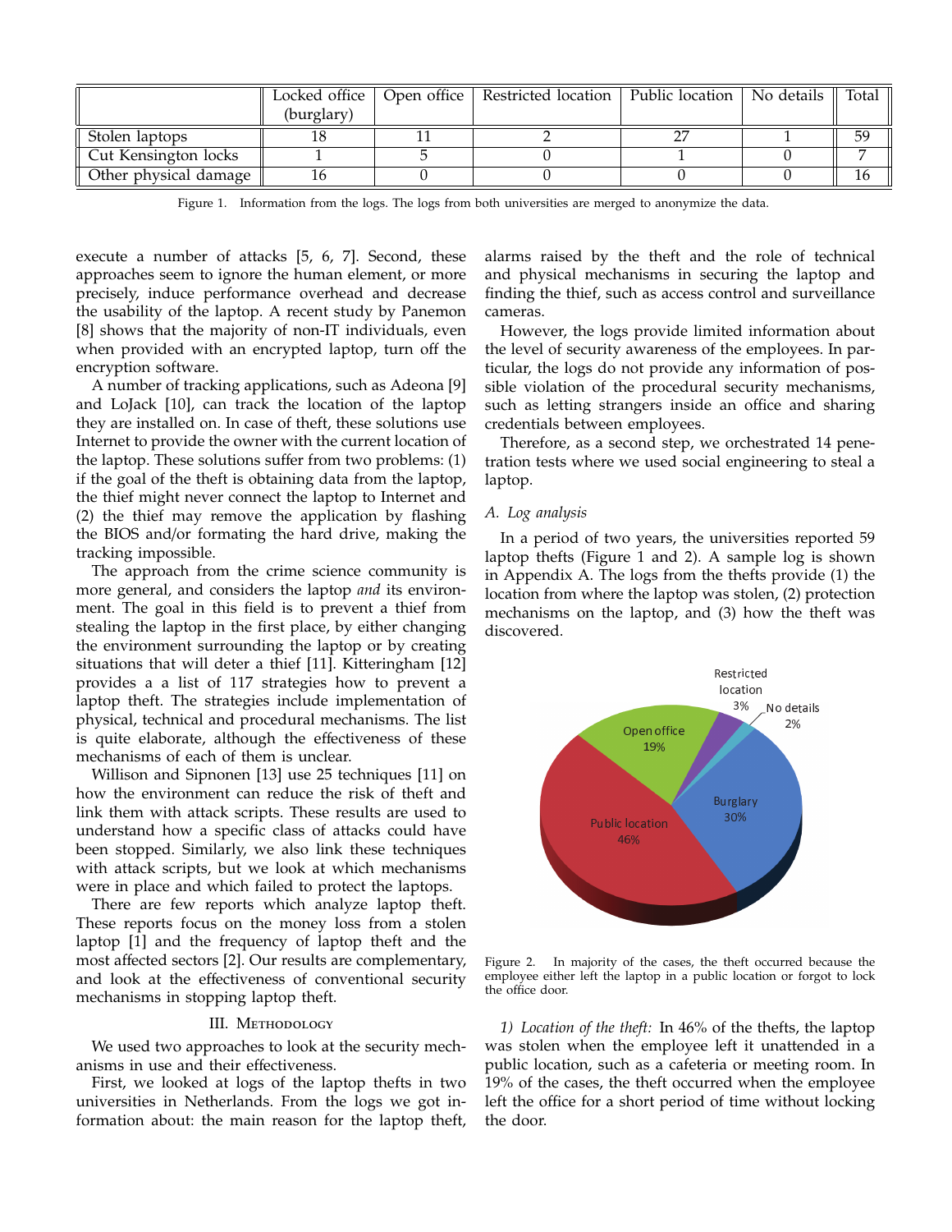|  | Locked office (burglary) | Open office | Restricted location | Public location | No details | Total |
|---|---|---|---|---|---|---|
| Stolen laptops | 18 | 11 | 2 | 27 | 1 | 59 |
| Cut Kensington locks | 1 | 5 | 0 | 1 | 0 | 7 |
| Other physical damage | 16 | 0 | 0 | 0 | 0 | 16 |

Figure 1. Information from the logs. The logs from both universities are merged to anonymize the data.

execute a number of attacks [5, 6, 7]. Second, these approaches seem to ignore the human element, or more precisely, induce performance overhead and decrease the usability of the laptop. A recent study by Panemon [8] shows that the majority of non-IT individuals, even when provided with an encrypted laptop, turn off the encryption software.

A number of tracking applications, such as Adeona [9] and LoJack [10], can track the location of the laptop they are installed on. In case of theft, these solutions use Internet to provide the owner with the current location of the laptop. These solutions suffer from two problems: (1) if the goal of the theft is obtaining data from the laptop, the thief might never connect the laptop to Internet and (2) the thief may remove the application by flashing the BIOS and/or formating the hard drive, making the tracking impossible.

The approach from the crime science community is more general, and considers the laptop *and* its environment. The goal in this field is to prevent a thief from stealing the laptop in the first place, by either changing the environment surrounding the laptop or by creating situations that will deter a thief [11]. Kitteringham [12] provides a a list of 117 strategies how to prevent a laptop theft. The strategies include implementation of physical, technical and procedural mechanisms. The list is quite elaborate, although the effectiveness of these mechanisms of each of them is unclear.

Willison and Sipnonen [13] use 25 techniques [11] on how the environment can reduce the risk of theft and link them with attack scripts. These results are used to understand how a specific class of attacks could have been stopped. Similarly, we also link these techniques with attack scripts, but we look at which mechanisms were in place and which failed to protect the laptops.

There are few reports which analyze laptop theft. These reports focus on the money loss from a stolen laptop [1] and the frequency of laptop theft and the most affected sectors [2]. Our results are complementary, and look at the effectiveness of conventional security mechanisms in stopping laptop theft.

## III. Methodology

We used two approaches to look at the security mechanisms in use and their effectiveness.

First, we looked at logs of the laptop thefts in two universities in Netherlands. From the logs we got information about: the main reason for the laptop theft, alarms raised by the theft and the role of technical and physical mechanisms in securing the laptop and finding the thief, such as access control and surveillance cameras.

However, the logs provide limited information about the level of security awareness of the employees. In particular, the logs do not provide any information of possible violation of the procedural security mechanisms, such as letting strangers inside an office and sharing credentials between employees.

Therefore, as a second step, we orchestrated 14 penetration tests where we used social engineering to steal a laptop.

### *A. Log analysis*

In a period of two years, the universities reported 59 laptop thefts (Figure 1 and 2). A sample log is shown in Appendix A. The logs from the thefts provide (1) the location from where the laptop was stolen, (2) protection mechanisms on the laptop, and (3) how the theft was discovered.

Figure 2. In majority of the cases, the theft occurred because the employee either left the laptop in a public location or forgot to lock the office door.

*1) Location of the theft:* In 46% of the thefts, the laptop was stolen when the employee left it unattended in a public location, such as a cafeteria or meeting room. In 19% of the cases, the theft occurred when the employee left the office for a short period of time without locking the door.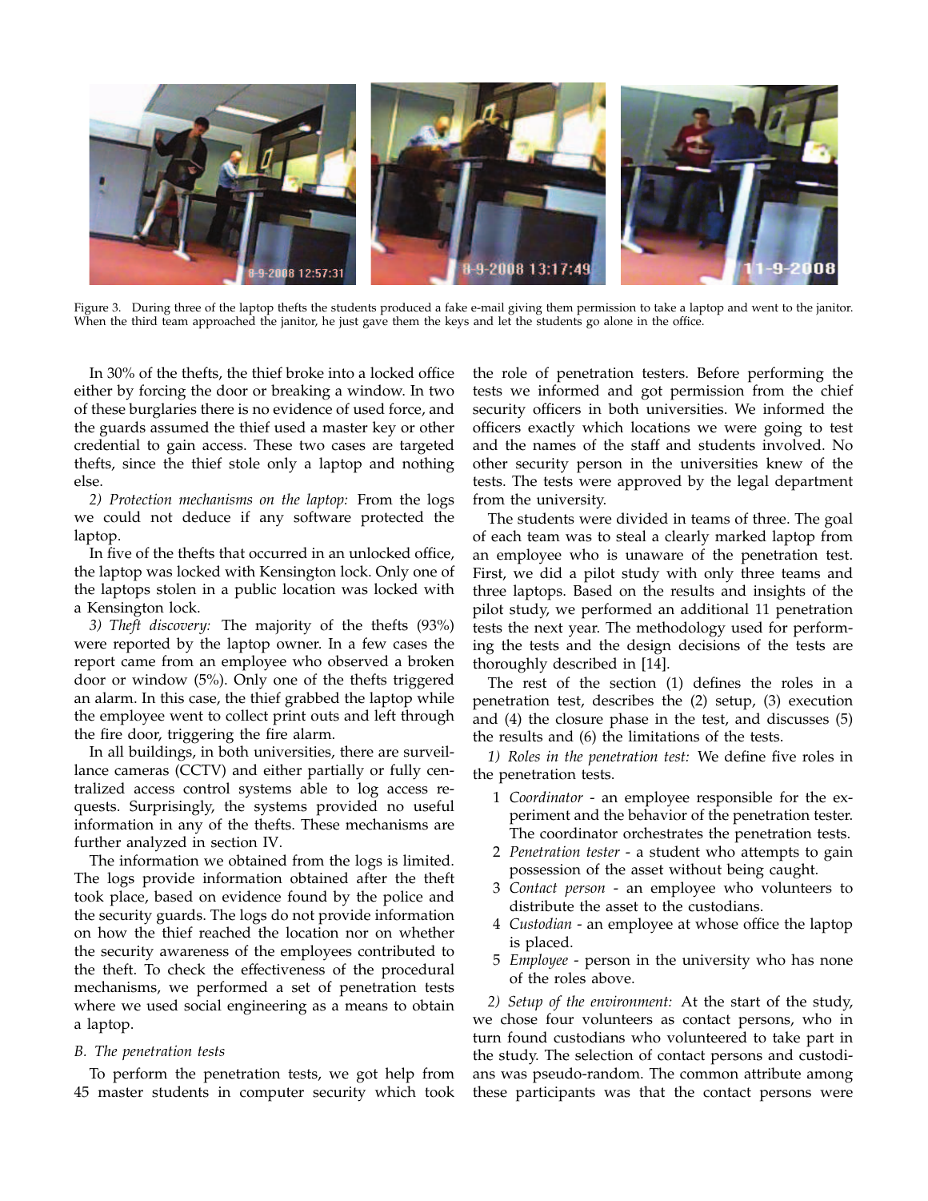Figure 3. During three of the laptop thefts the students produced a fake e-mail giving them permission to take a laptop and went to the janitor. When the third team approached the janitor, he just gave them the keys and let the students go alone in the office.

In 30% of the thefts, the thief broke into a locked office either by forcing the door or breaking a window. In two of these burglaries there is no evidence of used force, and the guards assumed the thief used a master key or other credential to gain access. These two cases are targeted thefts, since the thief stole only a laptop and nothing else.

*2) Protection mechanisms on the laptop:* From the logs we could not deduce if any software protected the laptop.

In five of the thefts that occurred in an unlocked office, the laptop was locked with Kensington lock. Only one of the laptops stolen in a public location was locked with a Kensington lock.

*3) Theft discovery:* The majority of the thefts (93%) were reported by the laptop owner. In a few cases the report came from an employee who observed a broken door or window (5%). Only one of the thefts triggered an alarm. In this case, the thief grabbed the laptop while the employee went to collect print outs and left through the fire door, triggering the fire alarm.

In all buildings, in both universities, there are surveillance cameras (CCTV) and either partially or fully centralized access control systems able to log access requests. Surprisingly, the systems provided no useful information in any of the thefts. These mechanisms are further analyzed in section IV.

The information we obtained from the logs is limited. The logs provide information obtained after the theft took place, based on evidence found by the police and the security guards. The logs do not provide information on how the thief reached the location nor on whether the security awareness of the employees contributed to the theft. To check the effectiveness of the procedural mechanisms, we performed a set of penetration tests where we used social engineering as a means to obtain a laptop.

### B. The penetration tests

To perform the penetration tests, we got help from 45 master students in computer security which took the role of penetration testers. Before performing the tests we informed and got permission from the chief security officers in both universities. We informed the officers exactly which locations we were going to test and the names of the staff and students involved. No other security person in the universities knew of the tests. The tests were approved by the legal department from the university.

The students were divided in teams of three. The goal of each team was to steal a clearly marked laptop from an employee who is unaware of the penetration test. First, we did a pilot study with only three teams and three laptops. Based on the results and insights of the pilot study, we performed an additional 11 penetration tests the next year. The methodology used for performing the tests and the design decisions of the tests are thoroughly described in [14].

The rest of the section (1) defines the roles in a penetration test, describes the (2) setup, (3) execution and (4) the closure phase in the test, and discusses (5) the results and (6) the limitations of the tests.

*1) Roles in the penetration test:* We define five roles in the penetration tests.

1. *Coordinator* - an employee responsible for the experiment and the behavior of the penetration tester. The coordinator orchestrates the penetration tests.
2. *Penetration tester* - a student who attempts to gain possession of the asset without being caught.
3. *Contact person* - an employee who volunteers to distribute the asset to the custodians.
4. *Custodian* - an employee at whose office the laptop is placed.
5. *Employee* - person in the university who has none of the roles above.

*2) Setup of the environment:* At the start of the study, we chose four volunteers as contact persons, who in turn found custodians who volunteered to take part in the study. The selection of contact persons and custodians was pseudo-random. The common attribute among these participants was that the contact persons were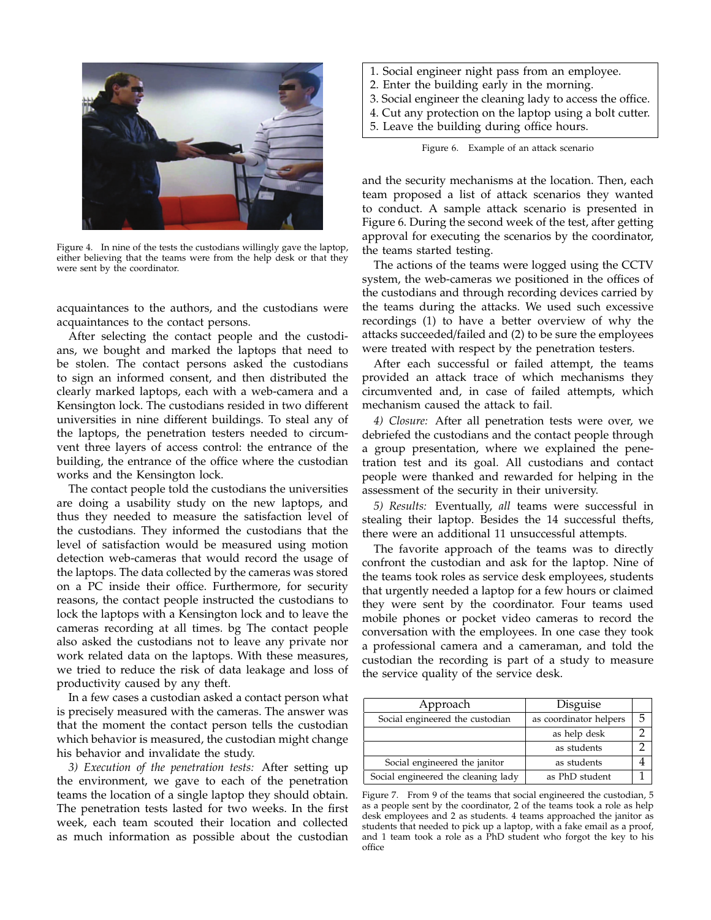Figure 4. In nine of the tests the custodians willingly gave the laptop, either believing that the teams were from the help desk or that they were sent by the coordinator.

acquaintances to the authors, and the custodians were acquaintances to the contact persons.

After selecting the contact people and the custodians, we bought and marked the laptops that need to be stolen. The contact persons asked the custodians to sign an informed consent, and then distributed the clearly marked laptops, each with a web-camera and a Kensington lock. The custodians resided in two different universities in nine different buildings. To steal any of the laptops, the penetration testers needed to circumvent three layers of access control: the entrance of the building, the entrance of the office where the custodian works and the Kensington lock.

The contact people told the custodians the universities are doing a usability study on the new laptops, and thus they needed to measure the satisfaction level of the custodians. They informed the custodians that the level of satisfaction would be measured using motion detection web-cameras that would record the usage of the laptops. The data collected by the cameras was stored on a PC inside their office. Furthermore, for security reasons, the contact people instructed the custodians to lock the laptops with a Kensington lock and to leave the cameras recording at all times. bg The contact people also asked the custodians not to leave any private nor work related data on the laptops. With these measures, we tried to reduce the risk of data leakage and loss of productivity caused by any theft.

In a few cases a custodian asked a contact person what is precisely measured with the cameras. The answer was that the moment the contact person tells the custodian which behavior is measured, the custodian might change his behavior and invalidate the study.

*3) Execution of the penetration tests:* After setting up the environment, we gave to each of the penetration teams the location of a single laptop they should obtain. The penetration tests lasted for two weeks. In the first week, each team scouted their location and collected as much information as possible about the custodian and the security mechanisms at the location. Then, each team proposed a list of attack scenarios they wanted to conduct. A sample attack scenario is presented in Figure 6. During the second week of the test, after getting approval for executing the scenarios by the coordinator, the teams started testing.

1. Social engineer night pass from an employee.
2. Enter the building early in the morning.
3. Social engineer the cleaning lady to access the office.
4. Cut any protection on the laptop using a bolt cutter.
5. Leave the building during office hours.

Figure 6. Example of an attack scenario

The actions of the teams were logged using the CCTV system, the web-cameras we positioned in the offices of the custodians and through recording devices carried by the teams during the attacks. We used such excessive recordings (1) to have a better overview of why the attacks succeeded/failed and (2) to be sure the employees were treated with respect by the penetration testers.

After each successful or failed attempt, the teams provided an attack trace of which mechanisms they circumvented and, in case of failed attempts, which mechanism caused the attack to fail.

*4) Closure:* After all penetration tests were over, we debriefed the custodians and the contact people through a group presentation, where we explained the penetration test and its goal. All custodians and contact people were thanked and rewarded for helping in the assessment of the security in their university.

*5) Results:* Eventually, *all* teams were successful in stealing their laptop. Besides the 14 successful thefts, there were an additional 11 unsuccessful attempts.

The favorite approach of the teams was to directly confront the custodian and ask for the laptop. Nine of the teams took roles as service desk employees, students that urgently needed a laptop for a few hours or claimed they were sent by the coordinator. Four teams used mobile phones or pocket video cameras to record the conversation with the employees. In one case they took a professional camera and a cameraman, and told the custodian the recording is part of a study to measure the service quality of the service desk.

| Approach | Disguise | |
|---|---|---|
| Social engineered the custodian | as coordinator helpers | 5 |
| | as help desk | 2 |
| | as students | 2 |
| Social engineered the janitor | as students | 4 |
| Social engineered the cleaning lady | as PhD student | 1 |

Figure 7. From 9 of the teams that social engineered the custodian, 5 as a people sent by the coordinator, 2 of the teams took a role as help desk employees and 2 as students. 4 teams approached the janitor as students that needed to pick up a laptop, with a fake email as a proof, and 1 team took a role as a PhD student who forgot the key to his office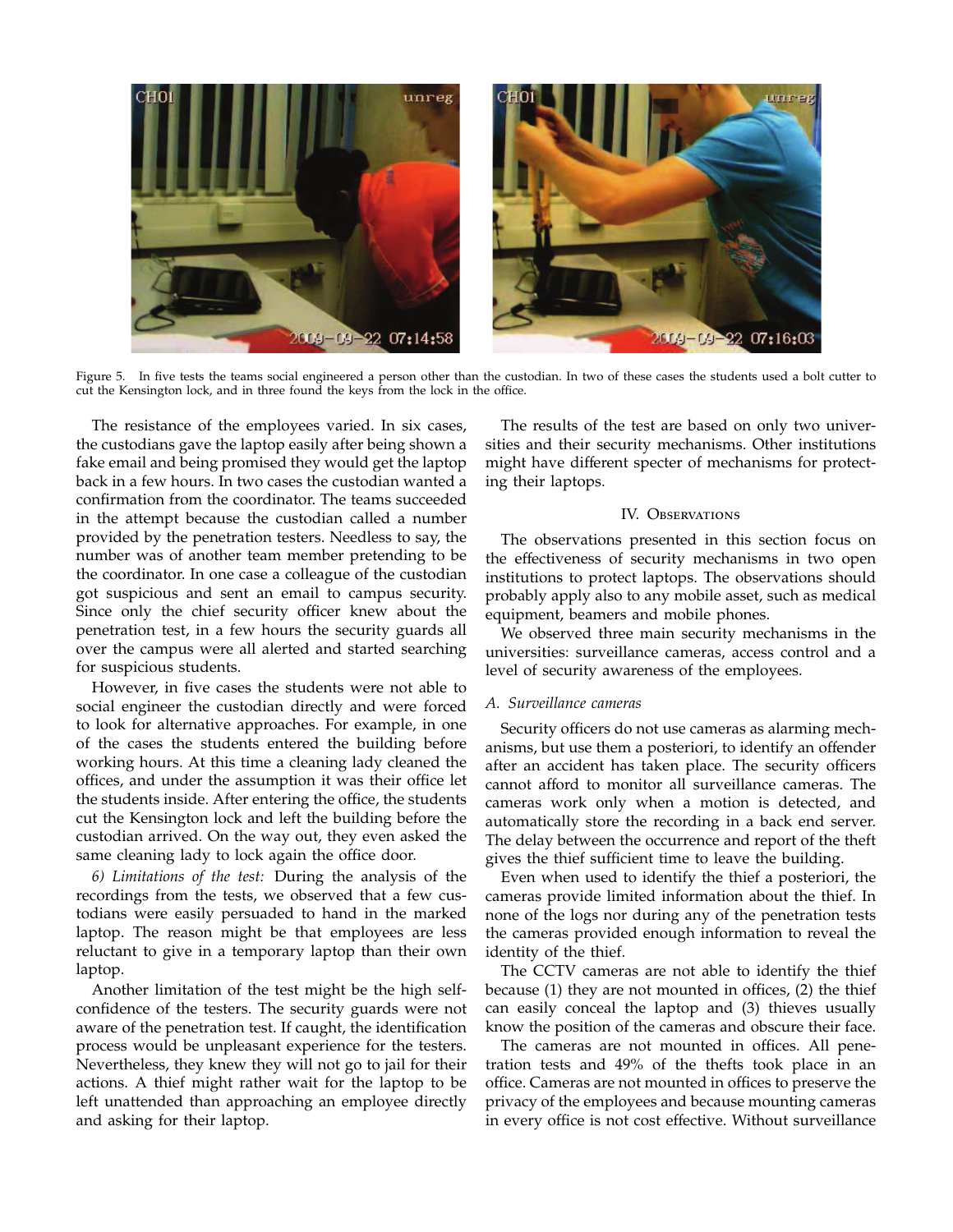Figure 5. In five tests the teams social engineered a person other than the custodian. In two of these cases the students used a bolt cutter to cut the Kensington lock, and in three found the keys from the lock in the office.

The resistance of the employees varied. In six cases, the custodians gave the laptop easily after being shown a fake email and being promised they would get the laptop back in a few hours. In two cases the custodian wanted a confirmation from the coordinator. The teams succeeded in the attempt because the custodian called a number provided by the penetration testers. Needless to say, the number was of another team member pretending to be the coordinator. In one case a colleague of the custodian got suspicious and sent an email to campus security. Since only the chief security officer knew about the penetration test, in a few hours the security guards all over the campus were all alerted and started searching for suspicious students.

However, in five cases the students were not able to social engineer the custodian directly and were forced to look for alternative approaches. For example, in one of the cases the students entered the building before working hours. At this time a cleaning lady cleaned the offices, and under the assumption it was their office let the students inside. After entering the office, the students cut the Kensington lock and left the building before the custodian arrived. On the way out, they even asked the same cleaning lady to lock again the office door.

*6) Limitations of the test:* During the analysis of the recordings from the tests, we observed that a few custodians were easily persuaded to hand in the marked laptop. The reason might be that employees are less reluctant to give in a temporary laptop than their own laptop.

Another limitation of the test might be the high self-confidence of the testers. The security guards were not aware of the penetration test. If caught, the identification process would be unpleasant experience for the testers. Nevertheless, they knew they will not go to jail for their actions. A thief might rather wait for the laptop to be left unattended than approaching an employee directly and asking for their laptop.

The results of the test are based on only two universities and their security mechanisms. Other institutions might have different specter of mechanisms for protecting their laptops.

## IV. Observations

The observations presented in this section focus on the effectiveness of security mechanisms in two open institutions to protect laptops. The observations should probably apply also to any mobile asset, such as medical equipment, beamers and mobile phones.

We observed three main security mechanisms in the universities: surveillance cameras, access control and a level of security awareness of the employees.

### *A. Surveillance cameras*

Security officers do not use cameras as alarming mechanisms, but use them a posteriori, to identify an offender after an accident has taken place. The security officers cannot afford to monitor all surveillance cameras. The cameras work only when a motion is detected, and automatically store the recording in a back end server. The delay between the occurrence and report of the theft gives the thief sufficient time to leave the building.

Even when used to identify the thief a posteriori, the cameras provide limited information about the thief. In none of the logs nor during any of the penetration tests the cameras provided enough information to reveal the identity of the thief.

The CCTV cameras are not able to identify the thief because (1) they are not mounted in offices, (2) the thief can easily conceal the laptop and (3) thieves usually know the position of the cameras and obscure their face.

The cameras are not mounted in offices. All penetration tests and 49% of the thefts took place in an office. Cameras are not mounted in offices to preserve the privacy of the employees and because mounting cameras in every office is not cost effective. Without surveillance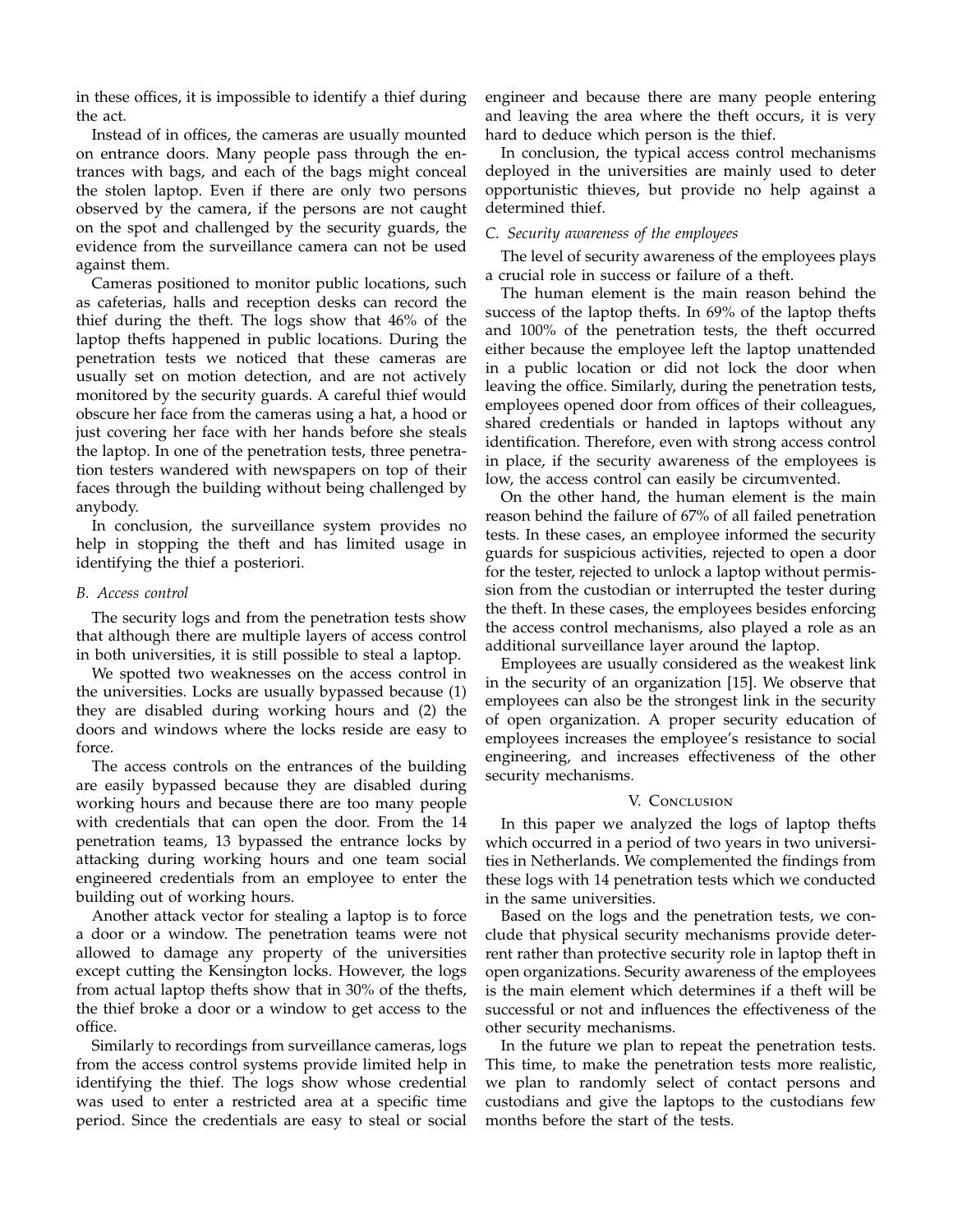in these offices, it is impossible to identify a thief during the act.

Instead of in offices, the cameras are usually mounted on entrance doors. Many people pass through the entrances with bags, and each of the bags might conceal the stolen laptop. Even if there are only two persons observed by the camera, if the persons are not caught on the spot and challenged by the security guards, the evidence from the surveillance camera can not be used against them.

Cameras positioned to monitor public locations, such as cafeterias, halls and reception desks can record the thief during the theft. The logs show that 46% of the laptop thefts happened in public locations. During the penetration tests we noticed that these cameras are usually set on motion detection, and are not actively monitored by the security guards. A careful thief would obscure her face from the cameras using a hat, a hood or just covering her face with her hands before she steals the laptop. In one of the penetration tests, three penetration testers wandered with newspapers on top of their faces through the building without being challenged by anybody.

In conclusion, the surveillance system provides no help in stopping the theft and has limited usage in identifying the thief a posteriori.

### B. Access control

The security logs and from the penetration tests show that although there are multiple layers of access control in both universities, it is still possible to steal a laptop.

We spotted two weaknesses on the access control in the universities. Locks are usually bypassed because (1) they are disabled during working hours and (2) the doors and windows where the locks reside are easy to force.

The access controls on the entrances of the building are easily bypassed because they are disabled during working hours and because there are too many people with credentials that can open the door. From the 14 penetration teams, 13 bypassed the entrance locks by attacking during working hours and one team social engineered credentials from an employee to enter the building out of working hours.

Another attack vector for stealing a laptop is to force a door or a window. The penetration teams were not allowed to damage any property of the universities except cutting the Kensington locks. However, the logs from actual laptop thefts show that in 30% of the thefts, the thief broke a door or a window to get access to the office.

Similarly to recordings from surveillance cameras, logs from the access control systems provide limited help in identifying the thief. The logs show whose credential was used to enter a restricted area at a specific time period. Since the credentials are easy to steal or social engineer and because there are many people entering and leaving the area where the theft occurs, it is very hard to deduce which person is the thief.

In conclusion, the typical access control mechanisms deployed in the universities are mainly used to deter opportunistic thieves, but provide no help against a determined thief.

### C. Security awareness of the employees

The level of security awareness of the employees plays a crucial role in success or failure of a theft.

The human element is the main reason behind the success of the laptop thefts. In 69% of the laptop thefts and 100% of the penetration tests, the theft occurred either because the employee left the laptop unattended in a public location or did not lock the door when leaving the office. Similarly, during the penetration tests, employees opened door from offices of their colleagues, shared credentials or handed in laptops without any identification. Therefore, even with strong access control in place, if the security awareness of the employees is low, the access control can easily be circumvented.

On the other hand, the human element is the main reason behind the failure of 67% of all failed penetration tests. In these cases, an employee informed the security guards for suspicious activities, rejected to open a door for the tester, rejected to unlock a laptop without permission from the custodian or interrupted the tester during the theft. In these cases, the employees besides enforcing the access control mechanisms, also played a role as an additional surveillance layer around the laptop.

Employees are usually considered as the weakest link in the security of an organization [15]. We observe that employees can also be the strongest link in the security of open organization. A proper security education of employees increases the employee's resistance to social engineering, and increases effectiveness of the other security mechanisms.

## V. Conclusion

In this paper we analyzed the logs of laptop thefts which occurred in a period of two years in two universities in Netherlands. We complemented the findings from these logs with 14 penetration tests which we conducted in the same universities.

Based on the logs and the penetration tests, we conclude that physical security mechanisms provide deterrent rather than protective security role in laptop theft in open organizations. Security awareness of the employees is the main element which determines if a theft will be successful or not and influences the effectiveness of the other security mechanisms.

In the future we plan to repeat the penetration tests. This time, to make the penetration tests more realistic, we plan to randomly select of contact persons and custodians and give the laptops to the custodians few months before the start of the tests.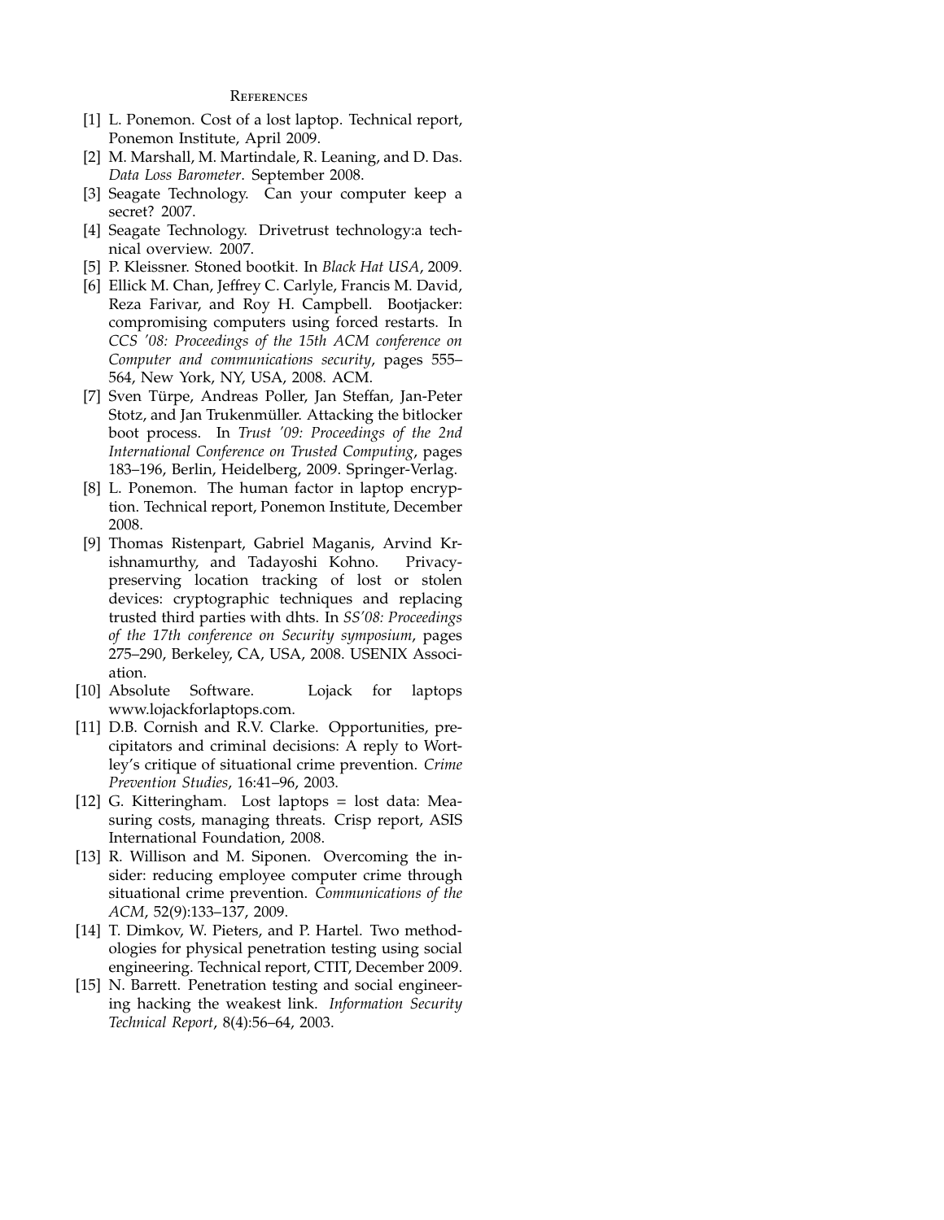# References

[1] L. Ponemon. Cost of a lost laptop. Technical report, Ponemon Institute, April 2009.

[2] M. Marshall, M. Martindale, R. Leaning, and D. Das. *Data Loss Barometer*. September 2008.

[3] Seagate Technology. Can your computer keep a secret? 2007.

[4] Seagate Technology. Drivetrust technology:a technical overview. 2007.

[5] P. Kleissner. Stoned bootkit. In *Black Hat USA*, 2009.

[6] Ellick M. Chan, Jeffrey C. Carlyle, Francis M. David, Reza Farivar, and Roy H. Campbell. Bootjacker: compromising computers using forced restarts. In *CCS '08: Proceedings of the 15th ACM conference on Computer and communications security*, pages 555–564, New York, NY, USA, 2008. ACM.

[7] Sven Türpe, Andreas Poller, Jan Steffan, Jan-Peter Stotz, and Jan Trukenmüller. Attacking the bitlocker boot process. In *Trust '09: Proceedings of the 2nd International Conference on Trusted Computing*, pages 183–196, Berlin, Heidelberg, 2009. Springer-Verlag.

[8] L. Ponemon. The human factor in laptop encryption. Technical report, Ponemon Institute, December 2008.

[9] Thomas Ristenpart, Gabriel Maganis, Arvind Krishnamurthy, and Tadayoshi Kohno. Privacy-preserving location tracking of lost or stolen devices: cryptographic techniques and replacing trusted third parties with dhts. In *SS'08: Proceedings of the 17th conference on Security symposium*, pages 275–290, Berkeley, CA, USA, 2008. USENIX Association.

[10] Absolute Software. Lojack for laptops www.lojackforlaptops.com.

[11] D.B. Cornish and R.V. Clarke. Opportunities, precipitators and criminal decisions: A reply to Wortley's critique of situational crime prevention. *Crime Prevention Studies*, 16:41–96, 2003.

[12] G. Kitteringham. Lost laptops = lost data: Measuring costs, managing threats. Crisp report, ASIS International Foundation, 2008.

[13] R. Willison and M. Siponen. Overcoming the insider: reducing employee computer crime through situational crime prevention. *Communications of the ACM*, 52(9):133–137, 2009.

[14] T. Dimkov, W. Pieters, and P. Hartel. Two methodologies for physical penetration testing using social engineering. Technical report, CTIT, December 2009.

[15] N. Barrett. Penetration testing and social engineering hacking the weakest link. *Information Security Technical Report*, 8(4):56–64, 2003.